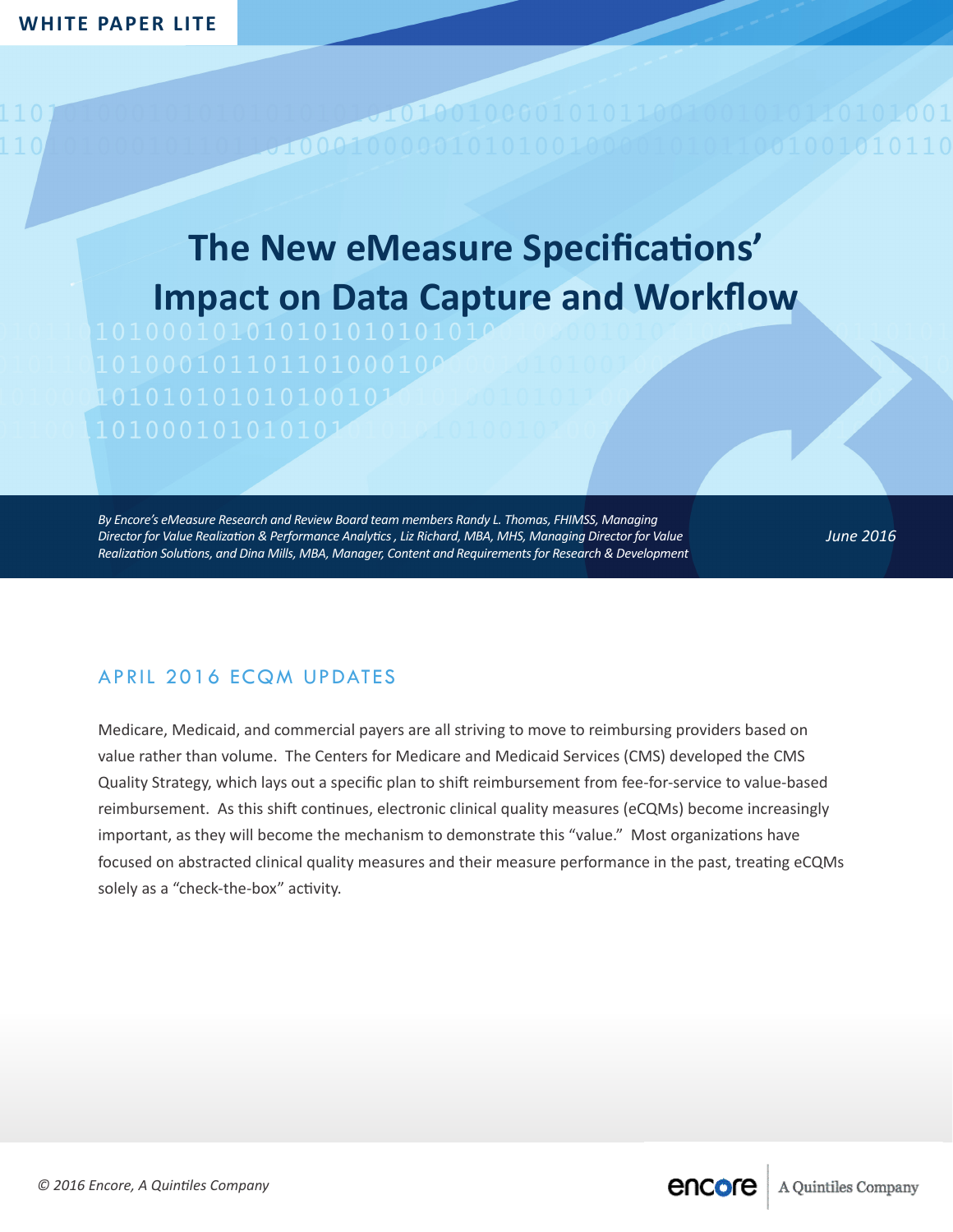WHITE PAPER LITE

# The New eMeasure Specifications' Impact on Data Capture and Workflow

*By Encore's eMeasure Research and Review Board team members Randy L. Thomas, FHIMSS, Managing Director for Value Realization & Performance Analytics , Liz Richard, MBA, MHS, Managing Director for Value Realization Solutions, and Dina Mills, MBA, Manager, Content and Requirements for Research & Development*

*June 2016*

## APRIL 2016 ECQM UPDATES

Medicare, Medicaid, and commercial payers are all striving to move to reimbursing providers based on value rather than volume. The Centers for Medicare and Medicaid Services (CMS) developed the CMS Quality Strategy, which lays out a specific plan to shift reimbursement from fee-for-service to value-based reimbursement. As this shift continues, electronic clinical quality measures (eCQMs) become increasingly important, as they will become the mechanism to demonstrate this "value." Most organizations have focused on abstracted clinical quality measures and their measure performance in the past, treating eCQMs solely as a "check-the-box" activity.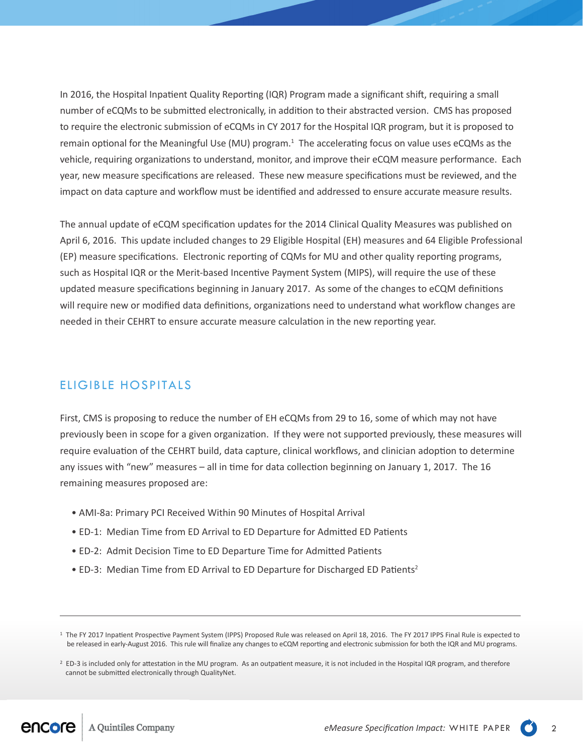In 2016, the Hospital Inpatient Quality Reporting (IQR) Program made a significant shift, requiring a small number of eCQMs to be submitted electronically, in addition to their abstracted version. CMS has proposed to require the electronic submission of eCQMs in CY 2017 for the Hospital IQR program, but it is proposed to remain optional for the Meaningful Use (MU) program.[1] The accelerating focus on value uses eCQMs as the vehicle, requiring organizations to understand, monitor, and improve their eCQM measure performance. Each year, new measure specifications are released. These new measure specifications must be reviewed, and the impact on data capture and workflow must be identified and addressed to ensure accurate measure results.

The annual update of eCQM specification updates for the 2014 Clinical Quality Measures was published on April 6, 2016. This update included changes to 29 Eligible Hospital (EH) measures and 64 Eligible Professional (EP) measure specifications. Electronic reporting of CQMs for MU and other quality reporting programs, such as Hospital IQR or the Merit-based Incentive Payment System (MIPS), will require the use of these updated measure specifications beginning in January 2017. As some of the changes to eCQM definitions will require new or modified data definitions, organizations need to understand what workflow changes are needed in their CEHRT to ensure accurate measure calculation in the new reporting year.

## ELIGIBLE HOSPITALS

First, CMS is proposing to reduce the number of EH eCQMs from 29 to 16, some of which may not have previously been in scope for a given organization. If they were not supported previously, these measures will require evaluation of the CEHRT build, data capture, clinical workflows, and clinician adoption to determine any issues with "new" measures – all in time for data collection beginning on January 1, 2017. The 16 remaining measures proposed are:

- AMI-8a: Primary PCI Received Within 90 Minutes of Hospital Arrival
- ED-1: Median Time from ED Arrival to ED Departure for Admitted ED Patients
- ED-2: Admit Decision Time to ED Departure Time for Admitted Patients
- ED-3: Median Time from ED Arrival to ED Departure for Discharged ED Patients[2]

---

[1] The FY 2017 Inpatient Prospective Payment System (IPPS) Proposed Rule was released on April 18, 2016. The FY 2017 IPPS Final Rule is expected to be released in early-August 2016. This rule will finalize any changes to eCQM reporting and electronic submission for both the IQR and MU programs.

[2] ED-3 is included only for attestation in the MU program. As an outpatient measure, it is not included in the Hospital IQR program, and therefore cannot be submitted electronically through QualityNet.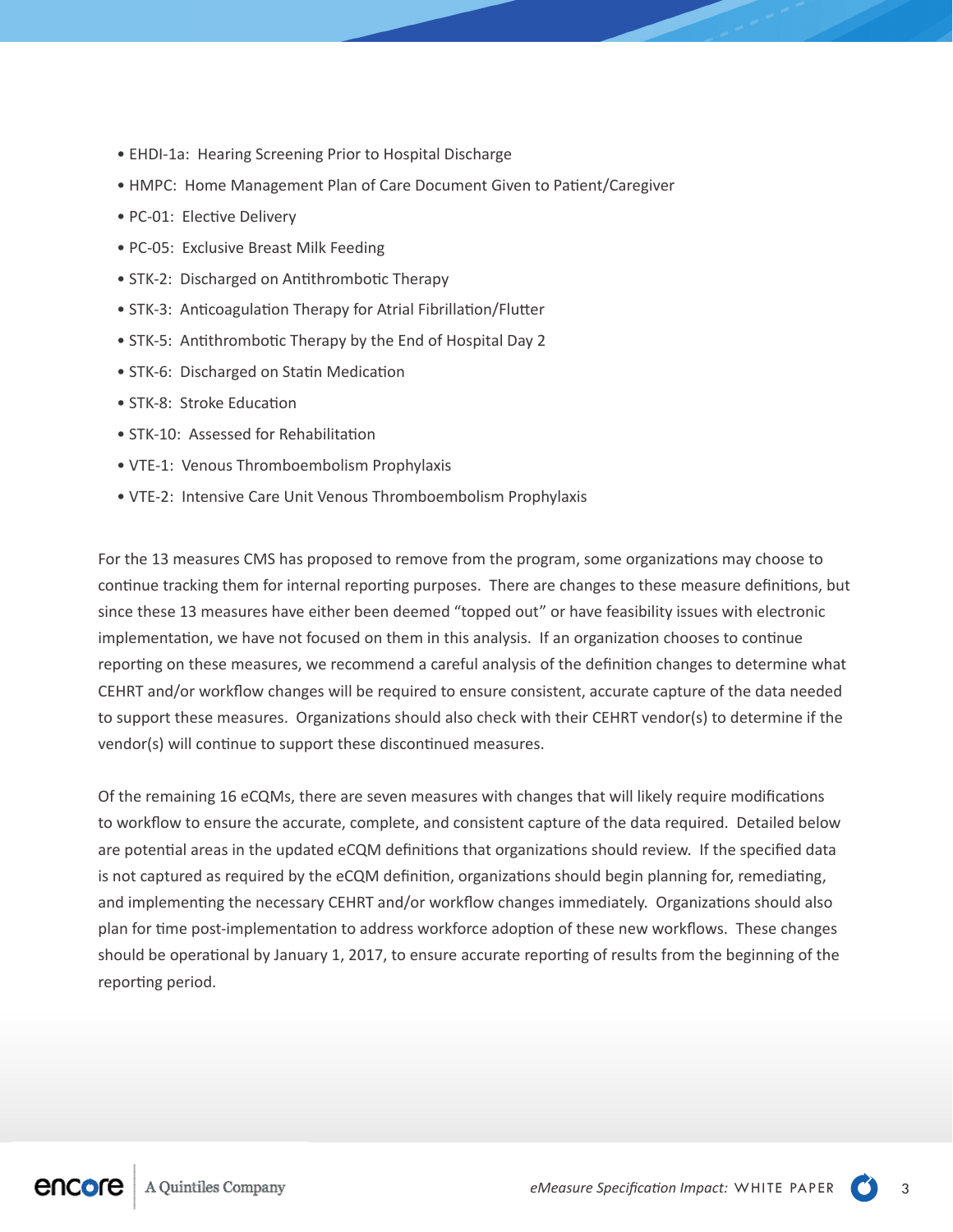- EHDI-1a: Hearing Screening Prior to Hospital Discharge
- HMPC: Home Management Plan of Care Document Given to Patient/Caregiver
- PC-01: Elective Delivery
- PC-05: Exclusive Breast Milk Feeding
- STK-2: Discharged on Antithrombotic Therapy
- STK-3: Anticoagulation Therapy for Atrial Fibrillation/Flutter
- STK-5: Antithrombotic Therapy by the End of Hospital Day 2
- STK-6: Discharged on Statin Medication
- STK-8: Stroke Education
- STK-10: Assessed for Rehabilitation
- VTE-1: Venous Thromboembolism Prophylaxis
- VTE-2: Intensive Care Unit Venous Thromboembolism Prophylaxis

For the 13 measures CMS has proposed to remove from the program, some organizations may choose to continue tracking them for internal reporting purposes. There are changes to these measure definitions, but since these 13 measures have either been deemed "topped out" or have feasibility issues with electronic implementation, we have not focused on them in this analysis. If an organization chooses to continue reporting on these measures, we recommend a careful analysis of the definition changes to determine what CEHRT and/or workflow changes will be required to ensure consistent, accurate capture of the data needed to support these measures. Organizations should also check with their CEHRT vendor(s) to determine if the vendor(s) will continue to support these discontinued measures.

Of the remaining 16 eCQMs, there are seven measures with changes that will likely require modifications to workflow to ensure the accurate, complete, and consistent capture of the data required. Detailed below are potential areas in the updated eCQM definitions that organizations should review. If the specified data is not captured as required by the eCQM definition, organizations should begin planning for, remediating, and implementing the necessary CEHRT and/or workflow changes immediately. Organizations should also plan for time post-implementation to address workforce adoption of these new workflows. These changes should be operational by January 1, 2017, to ensure accurate reporting of results from the beginning of the reporting period.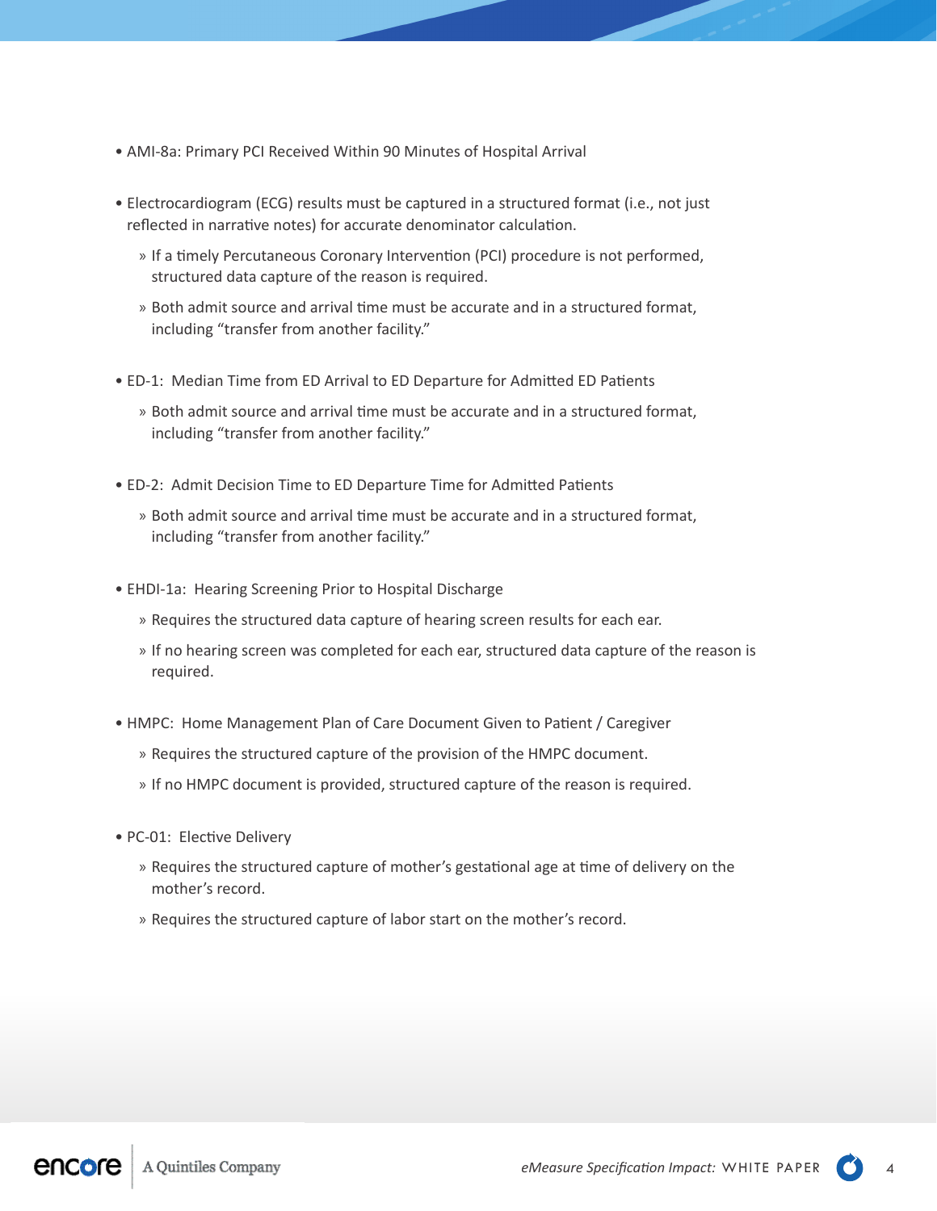- AMI-8a: Primary PCI Received Within 90 Minutes of Hospital Arrival

- Electrocardiogram (ECG) results must be captured in a structured format (i.e., not just reflected in narrative notes) for accurate denominator calculation.
  - If a timely Percutaneous Coronary Intervention (PCI) procedure is not performed, structured data capture of the reason is required.
  - Both admit source and arrival time must be accurate and in a structured format, including "transfer from another facility."

- ED-1: Median Time from ED Arrival to ED Departure for Admitted ED Patients
  - Both admit source and arrival time must be accurate and in a structured format, including "transfer from another facility."

- ED-2: Admit Decision Time to ED Departure Time for Admitted Patients
  - Both admit source and arrival time must be accurate and in a structured format, including "transfer from another facility."

- EHDI-1a: Hearing Screening Prior to Hospital Discharge
  - Requires the structured data capture of hearing screen results for each ear.
  - If no hearing screen was completed for each ear, structured data capture of the reason is required.

- HMPC: Home Management Plan of Care Document Given to Patient / Caregiver
  - Requires the structured capture of the provision of the HMPC document.
  - If no HMPC document is provided, structured capture of the reason is required.

- PC-01: Elective Delivery
  - Requires the structured capture of mother's gestational age at time of delivery on the mother's record.
  - Requires the structured capture of labor start on the mother's record.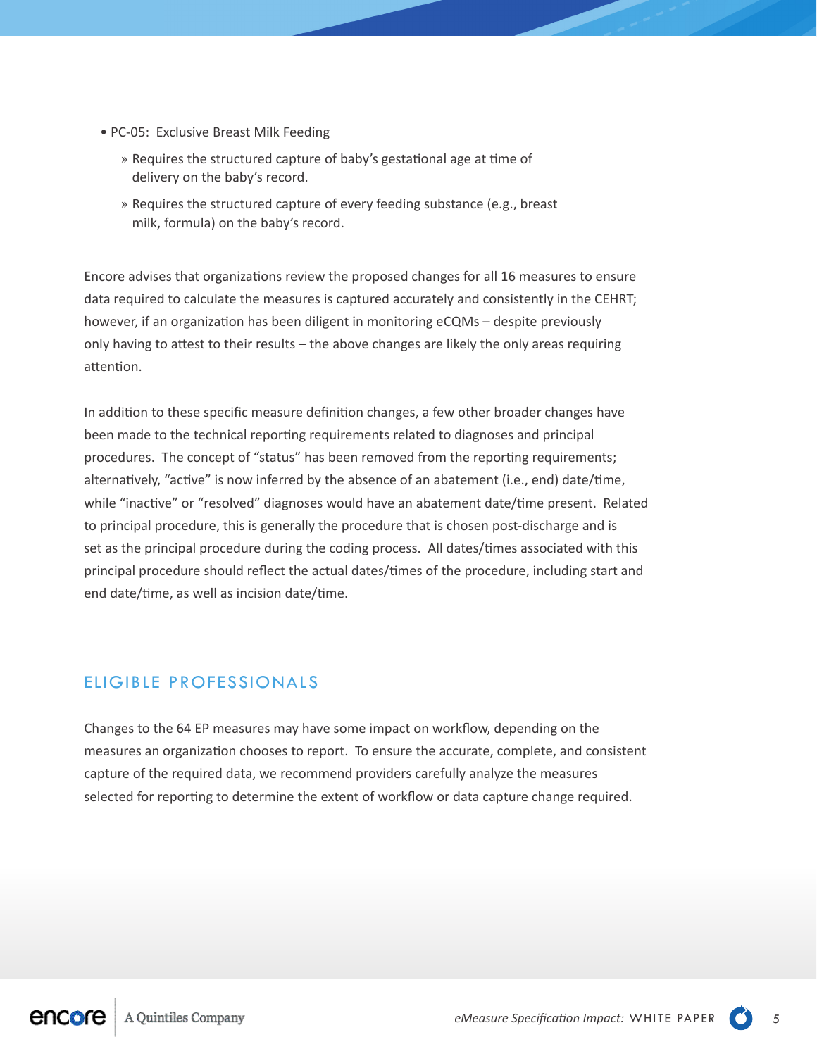- PC-05: Exclusive Breast Milk Feeding
  - Requires the structured capture of baby's gestational age at time of delivery on the baby's record.
  - Requires the structured capture of every feeding substance (e.g., breast milk, formula) on the baby's record.

Encore advises that organizations review the proposed changes for all 16 measures to ensure data required to calculate the measures is captured accurately and consistently in the CEHRT; however, if an organization has been diligent in monitoring eCQMs – despite previously only having to attest to their results – the above changes are likely the only areas requiring attention.

In addition to these specific measure definition changes, a few other broader changes have been made to the technical reporting requirements related to diagnoses and principal procedures. The concept of "status" has been removed from the reporting requirements; alternatively, "active" is now inferred by the absence of an abatement (i.e., end) date/time, while "inactive" or "resolved" diagnoses would have an abatement date/time present. Related to principal procedure, this is generally the procedure that is chosen post-discharge and is set as the principal procedure during the coding process. All dates/times associated with this principal procedure should reflect the actual dates/times of the procedure, including start and end date/time, as well as incision date/time.

## ELIGIBLE PROFESSIONALS

Changes to the 64 EP measures may have some impact on workflow, depending on the measures an organization chooses to report. To ensure the accurate, complete, and consistent capture of the required data, we recommend providers carefully analyze the measures selected for reporting to determine the extent of workflow or data capture change required.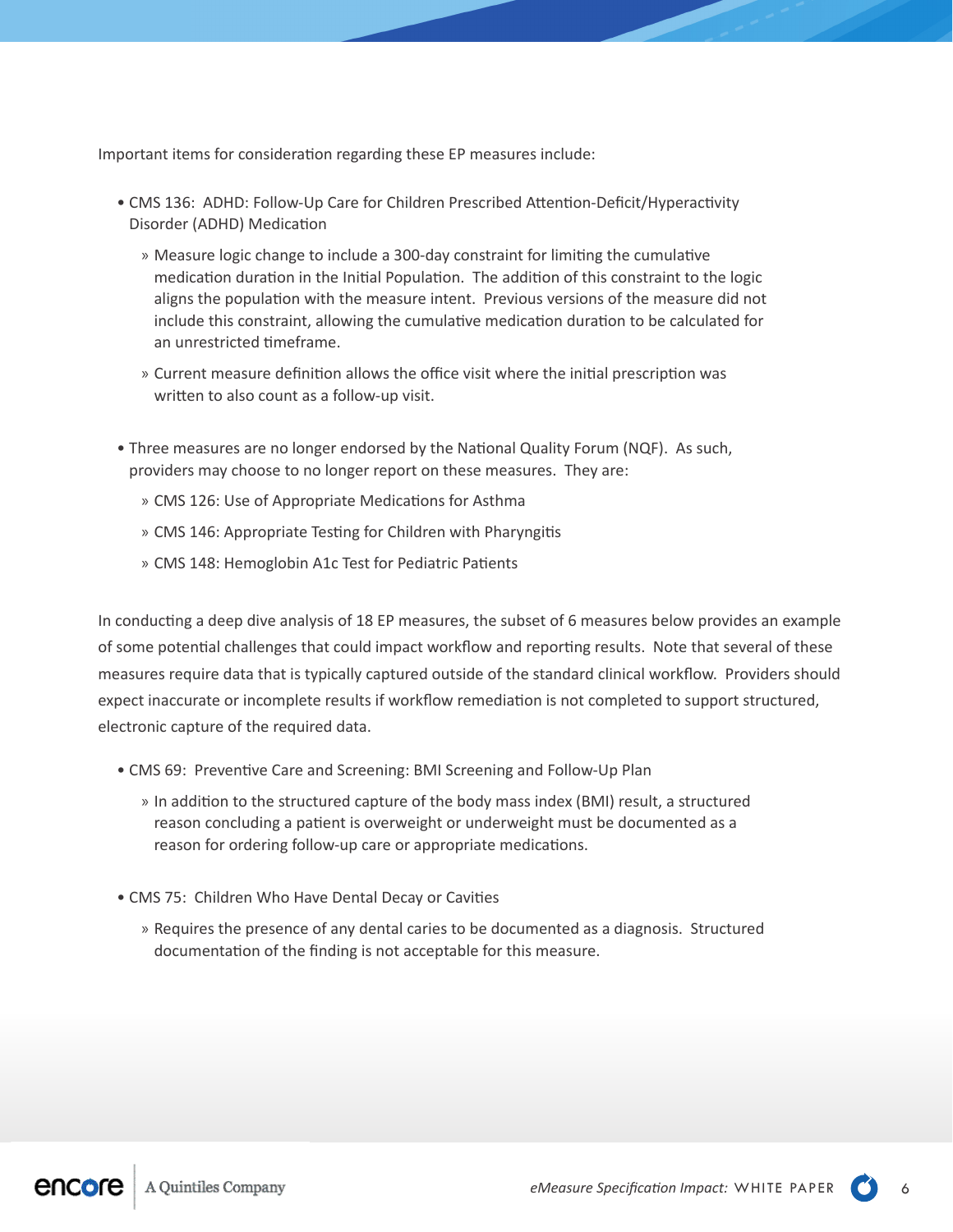Important items for consideration regarding these EP measures include:

- CMS 136: ADHD: Follow-Up Care for Children Prescribed Attention-Deficit/Hyperactivity Disorder (ADHD) Medication
  - Measure logic change to include a 300-day constraint for limiting the cumulative medication duration in the Initial Population. The addition of this constraint to the logic aligns the population with the measure intent. Previous versions of the measure did not include this constraint, allowing the cumulative medication duration to be calculated for an unrestricted timeframe.
  - Current measure definition allows the office visit where the initial prescription was written to also count as a follow-up visit.

- Three measures are no longer endorsed by the National Quality Forum (NQF). As such, providers may choose to no longer report on these measures. They are:
  - CMS 126: Use of Appropriate Medications for Asthma
  - CMS 146: Appropriate Testing for Children with Pharyngitis
  - CMS 148: Hemoglobin A1c Test for Pediatric Patients

In conducting a deep dive analysis of 18 EP measures, the subset of 6 measures below provides an example of some potential challenges that could impact workflow and reporting results. Note that several of these measures require data that is typically captured outside of the standard clinical workflow. Providers should expect inaccurate or incomplete results if workflow remediation is not completed to support structured, electronic capture of the required data.

- CMS 69: Preventive Care and Screening: BMI Screening and Follow-Up Plan
  - In addition to the structured capture of the body mass index (BMI) result, a structured reason concluding a patient is overweight or underweight must be documented as a reason for ordering follow-up care or appropriate medications.

- CMS 75: Children Who Have Dental Decay or Cavities
  - Requires the presence of any dental caries to be documented as a diagnosis. Structured documentation of the finding is not acceptable for this measure.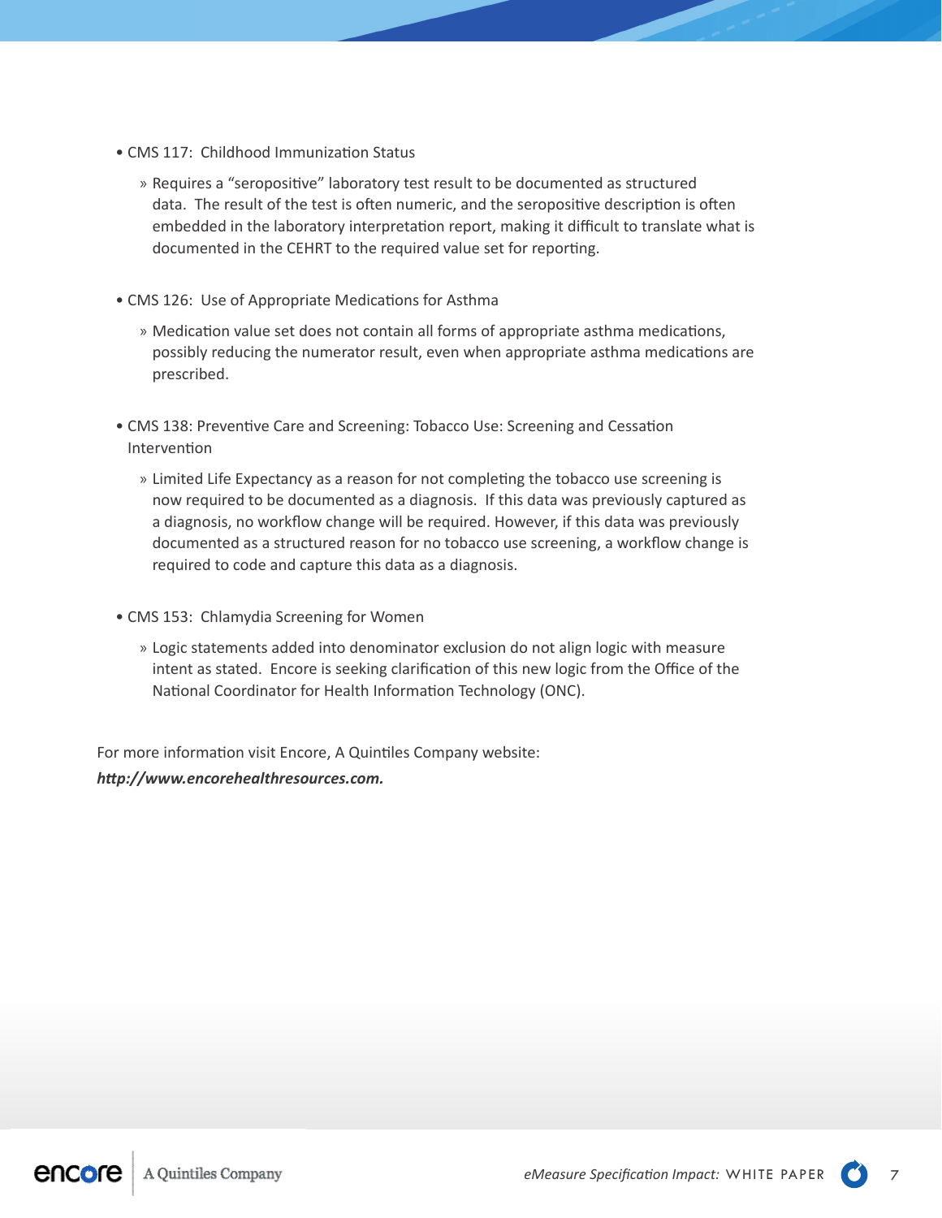- CMS 117: Childhood Immunization Status
    - Requires a “seropositive” laboratory test result to be documented as structured data. The result of the test is often numeric, and the seropositive description is often embedded in the laboratory interpretation report, making it difficult to translate what is documented in the CEHRT to the required value set for reporting.
- CMS 126: Use of Appropriate Medications for Asthma
    - Medication value set does not contain all forms of appropriate asthma medications, possibly reducing the numerator result, even when appropriate asthma medications are prescribed.
- CMS 138: Preventive Care and Screening: Tobacco Use: Screening and Cessation Intervention
    - Limited Life Expectancy as a reason for not completing the tobacco use screening is now required to be documented as a diagnosis. If this data was previously captured as a diagnosis, no workflow change will be required. However, if this data was previously documented as a structured reason for no tobacco use screening, a workflow change is required to code and capture this data as a diagnosis.
- CMS 153: Chlamydia Screening for Women
    - Logic statements added into denominator exclusion do not align logic with measure intent as stated. Encore is seeking clarification of this new logic from the Office of the National Coordinator for Health Information Technology (ONC).

For more information visit Encore, A Quintiles Company website:
***http://www.encorehealthresources.com.***